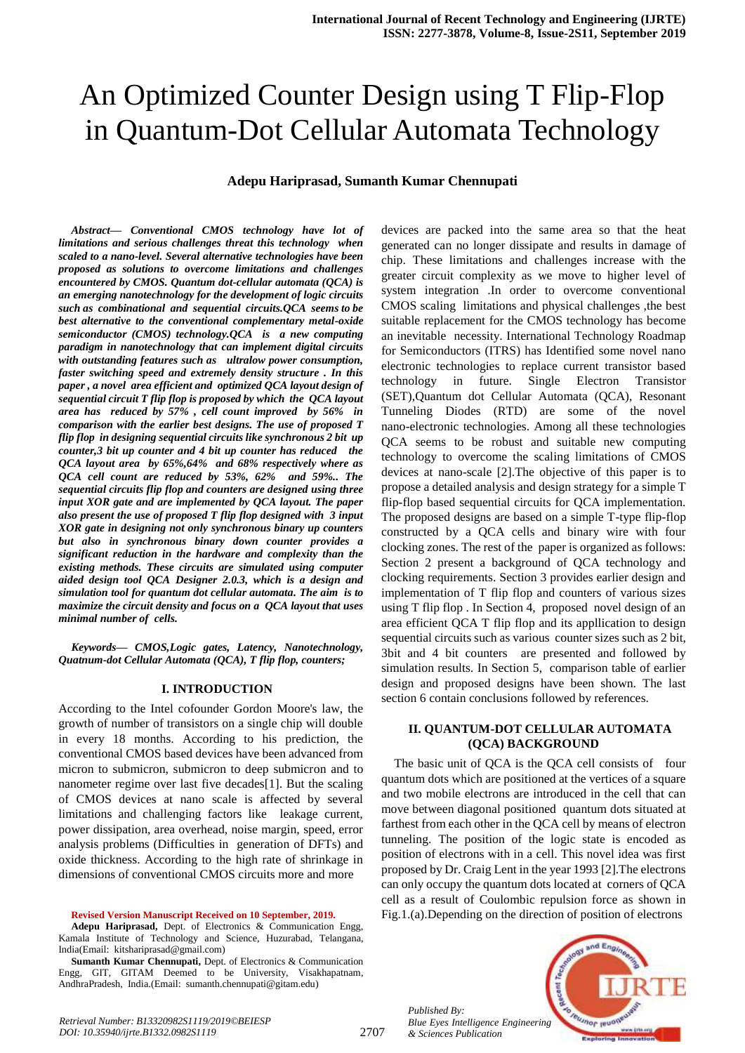# An Optimized Counter Design using T Flip-Flop in Quantum-Dot Cellular Automata Technology

**Adepu Hariprasad, Sumanth Kumar Chennupati**

***Abstract— Conventional CMOS technology have lot of limitations and serious challenges threat this technology when scaled to a nano-level. Several alternative technologies have been proposed as solutions to overcome limitations and challenges encountered by CMOS. Quantum dot-cellular automata (QCA) is an emerging nanotechnology for the development of logic circuits such as combinational and sequential circuits.QCA seems to be best alternative to the conventional complementary metal-oxide semiconductor (CMOS) technology.QCA is a new computing paradigm in nanotechnology that can implement digital circuits with outstanding features such as ultralow power consumption, faster switching speed and extremely density structure . In this paper , a novel area efficient and optimized QCA layout design of sequential circuit T flip flop is proposed by which the QCA layout area has reduced by 57% , cell count improved by 56% in comparison with the earlier best designs. The use of proposed T flip flop in designing sequential circuits like synchronous 2 bit up counter,3 bit up counter and 4 bit up counter has reduced the QCA layout area by 65%,64% and 68% respectively where as QCA cell count are reduced by 53%, 62% and 59%.. The sequential circuits flip flop and counters are designed using three input XOR gate and are implemented by QCA layout. The paper also present the use of proposed T flip flop designed with 3 input XOR gate in designing not only synchronous binary up counters but also in synchronous binary down counter provides a significant reduction in the hardware and complexity than the existing methods. These circuits are simulated using computer aided design tool QCA Designer 2.0.3, which is a design and simulation tool for quantum dot cellular automata. The aim is to maximize the circuit density and focus on a QCA layout that uses minimal number of cells.***

***Keywords— CMOS,Logic gates, Latency, Nanotechnology, Quatnum-dot Cellular Automata (QCA), T flip flop, counters;***

## I. INTRODUCTION

According to the Intel cofounder Gordon Moore's law, the growth of number of transistors on a single chip will double in every 18 months. According to his prediction, the conventional CMOS based devices have been advanced from micron to submicron, submicron to deep submicron and to nanometer regime over last five decades[1]. But the scaling of CMOS devices at nano scale is affected by several limitations and challenging factors like leakage current, power dissipation, area overhead, noise margin, speed, error analysis problems (Difficulties in generation of DFTs) and oxide thickness. According to the high rate of shrinkage in dimensions of conventional CMOS circuits more and more devices are packed into the same area so that the heat generated can no longer dissipate and results in damage of chip. These limitations and challenges increase with the greater circuit complexity as we move to higher level of system integration .In order to overcome conventional CMOS scaling limitations and physical challenges ,the best suitable replacement for the CMOS technology has become an inevitable necessity. International Technology Roadmap for Semiconductors (ITRS) has Identified some novel nano electronic technologies to replace current transistor based technology in future. Single Electron Transistor (SET),Quantum dot Cellular Automata (QCA), Resonant Tunneling Diodes (RTD) are some of the novel nano-electronic technologies. Among all these technologies QCA seems to be robust and suitable new computing technology to overcome the scaling limitations of CMOS devices at nano-scale [2].The objective of this paper is to propose a detailed analysis and design strategy for a simple T flip-flop based sequential circuits for QCA implementation. The proposed designs are based on a simple T-type flip-flop constructed by a QCA cells and binary wire with four clocking zones. The rest of the paper is organized as follows: Section 2 present a background of QCA technology and clocking requirements. Section 3 provides earlier design and implementation of T flip flop and counters of various sizes using T flip flop . In Section 4, proposed novel design of an area efficient QCA T flip flop and its appllication to design sequential circuits such as various counter sizes such as 2 bit, 3bit and 4 bit counters are presented and followed by simulation results. In Section 5, comparison table of earlier design and proposed designs have been shown. The last section 6 contain conclusions followed by references.

## II. QUANTUM-DOT CELLULAR AUTOMATA (QCA) BACKGROUND

The basic unit of QCA is the QCA cell consists of four quantum dots which are positioned at the vertices of a square and two mobile electrons are introduced in the cell that can move between diagonal positioned quantum dots situated at farthest from each other in the QCA cell by means of electron tunneling. The position of the logic state is encoded as position of electrons with in a cell. This novel idea was first proposed by Dr. Craig Lent in the year 1993 [2].The electrons can only occupy the quantum dots located at corners of QCA cell as a result of Coulombic repulsion force as shown in Fig.1.(a).Depending on the direction of position of electrons

**Revised Version Manuscript Received on 10 September, 2019.**

**Adepu Hariprasad,** Dept. of Electronics & Communication Engg, Kamala Institute of Technology and Science, Huzurabad, Telangana, India(Email: kitshariprasad@gmail.com)

**Sumanth Kumar Chennupati,** Dept. of Electronics & Communication Engg, GIT, GITAM Deemed to be University, Visakhapatnam, AndhraPradesh, India.(Email: sumanth.chennupati@gitam.edu)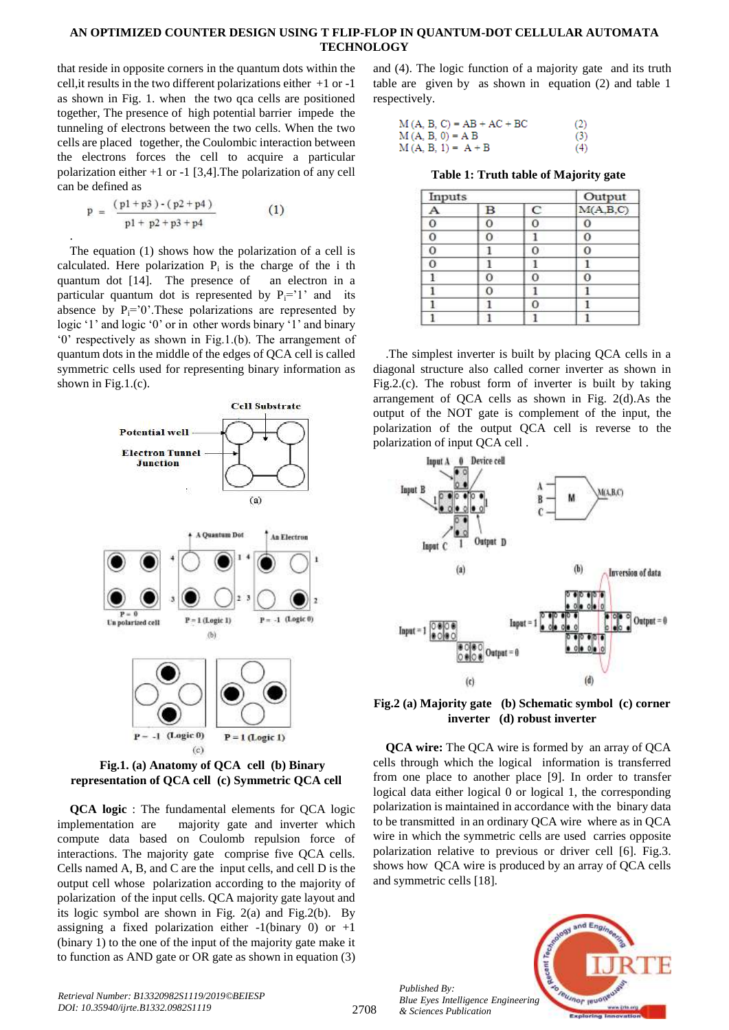that reside in opposite corners in the quantum dots within the cell,it results in the two different polarizations either +1 or -1 as shown in Fig. 1. when the two qca cells are positioned together, The presence of high potential barrier impede the tunneling of electrons between the two cells. When the two cells are placed together, the Coulombic interaction between the electrons forces the cell to acquire a particular polarization either +1 or -1 [3,4].The polarization of any cell can be defined as

$$p = \frac{(p1 + p3) - (p2 + p4)}{p1 + p2 + p3 + p4} \qquad (1)$$

The equation (1) shows how the polarization of a cell is calculated. Here polarization $P_i$ is the charge of the i th quantum dot [14]. The presence of an electron in a particular quantum dot is represented by $P_i$='1' and its absence by $P_i$='0'.These polarizations are represented by logic '1' and logic '0' or in other words binary '1' and binary '0' respectively as shown in Fig.1.(b). The arrangement of quantum dots in the middle of the edges of QCA cell is called symmetric cells used for representing binary information as shown in Fig.1.(c).

**Fig.1. (a) Anatomy of QCA cell (b) Binary representation of QCA cell (c) Symmetric QCA cell**

**QCA logic** : The fundamental elements for QCA logic implementation are majority gate and inverter which compute data based on Coulomb repulsion force of interactions. The majority gate comprise five QCA cells. Cells named A, B, and C are the input cells, and cell D is the output cell whose polarization according to the majority of polarization of the input cells. QCA majority gate layout and its logic symbol are shown in Fig. 2(a) and Fig.2(b). By assigning a fixed polarization either -1(binary 0) or +1 (binary 1) to the one of the input of the majority gate make it to function as AND gate or OR gate as shown in equation (3) and (4). The logic function of a majority gate and its truth table are given by as shown in equation (2) and table 1 respectively.

$$M(A, B, C) = AB + AC + BC \qquad (2)$$
$$M(A, B, 0) = AB \qquad (3)$$
$$M(A, B, 1) = A + B \qquad (4)$$

**Table 1: Truth table of Majority gate**

| Inputs | | | Output |
|---|---|---|---|
| A | B | C | M(A,B,C) |
| 0 | 0 | 0 | 0 |
| 0 | 0 | 1 | 0 |
| 0 | 1 | 0 | 0 |
| 0 | 1 | 1 | 1 |
| 1 | 0 | 0 | 0 |
| 1 | 0 | 1 | 1 |
| 1 | 1 | 0 | 1 |
| 1 | 1 | 1 | 1 |

.The simplest inverter is built by placing QCA cells in a diagonal structure also called corner inverter as shown in Fig.2.(c). The robust form of inverter is built by taking arrangement of QCA cells as shown in Fig. 2(d).As the output of the NOT gate is complement of the input, the polarization of the output QCA cell is reverse to the polarization of input QCA cell .

**Fig.2 (a) Majority gate (b) Schematic symbol (c) corner inverter (d) robust inverter**

**QCA wire:** The QCA wire is formed by an array of QCA cells through which the logical information is transferred from one place to another place [9]. In order to transfer logical data either logical 0 or logical 1, the corresponding polarization is maintained in accordance with the binary data to be transmitted in an ordinary QCA wire where as in QCA wire in which the symmetric cells are used carries opposite polarization relative to previous or driver cell [6]. Fig.3. shows how QCA wire is produced by an array of QCA cells and symmetric cells [18].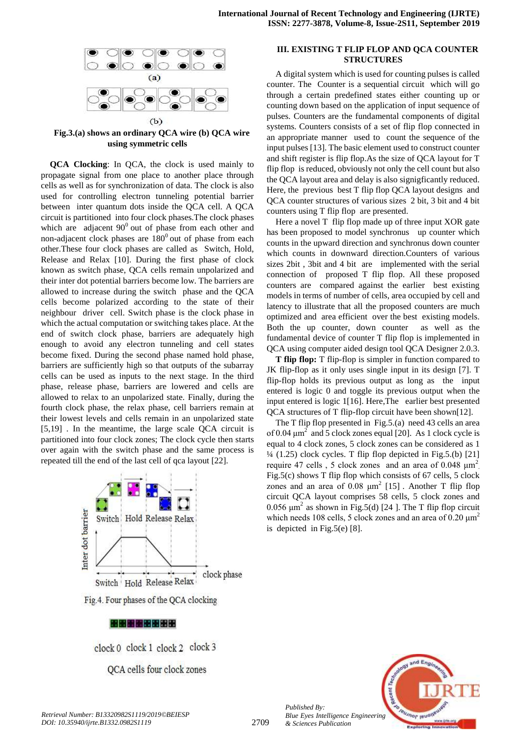Fig.3.(a) shows an ordinary QCA wire (b) QCA wire using symmetric cells

**QCA Clocking**: In QCA, the clock is used mainly to propagate signal from one place to another place through cells as well as for synchronization of data. The clock is also used for controlling electron tunneling potential barrier between inter quantum dots inside the QCA cell. A QCA circuit is partitioned into four clock phases.The clock phases which are adjacent $90^0$ out of phase from each other and non-adjacent clock phases are $180^0$ out of phase from each other.These four clock phases are called as Switch, Hold, Release and Relax [10]. During the first phase of clock known as switch phase, QCA cells remain unpolarized and their inter dot potential barriers become low. The barriers are allowed to increase during the switch phase and the QCA cells become polarized according to the state of their neighbour driver cell. Switch phase is the clock phase in which the actual computation or switching takes place. At the end of switch clock phase, barriers are adequately high enough to avoid any electron tunneling and cell states become fixed. During the second phase named hold phase, barriers are sufficiently high so that outputs of the subarray cells can be used as inputs to the next stage. In the third phase, release phase, barriers are lowered and cells are allowed to relax to an unpolarized state. Finally, during the fourth clock phase, the relax phase, cell barriers remain at their lowest levels and cells remain in an unpolarized state [5,19] . In the meantime, the large scale QCA circuit is partitioned into four clock zones; The clock cycle then starts over again with the switch phase and the same process is repeated till the end of the last cell of qca layout [22].

Fig.4. Four phases of the QCA clocking

clock 0 clock 1 clock 2 clock 3

QCA cells four clock zones

## III. EXISTING T FLIP FLOP AND QCA COUNTER STRUCTURES

A digital system which is used for counting pulses is called counter. The Counter is a sequential circuit which will go through a certain predefined states either counting up or counting down based on the application of input sequence of pulses. Counters are the fundamental components of digital systems. Counters consists of a set of flip flop connected in an appropriate manner used to count the sequence of the input pulses [13]. The basic element used to construct counter and shift register is flip flop.As the size of QCA layout for T flip flop is reduced, obviously not only the cell count but also the QCA layout area and delay is also signigficantly reduced. Here, the previous best T flip flop QCA layout designs and QCA counter structures of various sizes 2 bit, 3 bit and 4 bit counters using T flip flop are presented.

Here a novel T flip flop made up of three input XOR gate has been proposed to model synchronus up counter which counts in the upward direction and synchronus down counter which counts in downward direction.Counters of various sizes 2bit , 3bit and 4 bit are implemented with the serial connection of proposed T flip flop. All these proposed counters are compared against the earlier best existing models in terms of number of cells, area occupied by cell and latency to illustrate that all the proposed counters are much optimized and area efficient over the best existing models. Both the up counter, down counter as well as the fundamental device of counter T flip flop is implemented in QCA using computer aided design tool QCA Designer 2.0.3.

**T flip flop:** T flip-flop is simpler in function compared to JK flip-flop as it only uses single input in its design [7]. T flip-flop holds its previous output as long as the input entered is logic 0 and toggle its previous output when the input entered is logic 1[16]. Here,The earlier best presented QCA structures of T flip-flop circuit have been shown[12].

The T flip flop presented in Fig.5.(a) need 43 cells an area of 0.04 $\mu m^2$ and 5 clock zones equal [20]. As 1 clock cycle is equal to 4 clock zones, 5 clock zones can be considered as 1 ¼ (1.25) clock cycles. T flip flop depicted in Fig.5.(b) [21] require 47 cells , 5 clock zones and an area of 0.048 $\mu m^2$. Fig.5(c) shows T flip flop which consists of 67 cells, 5 clock zones and an area of 0.08 $\mu m^2$ [15] . Another T flip flop circuit QCA layout comprises 58 cells, 5 clock zones and 0.056 $\mu m^2$ as shown in Fig.5(d) [24 ]. The T flip flop circuit which needs 108 cells, 5 clock zones and an area of 0.20 $\mu m^2$ is depicted in Fig.5(e) [8].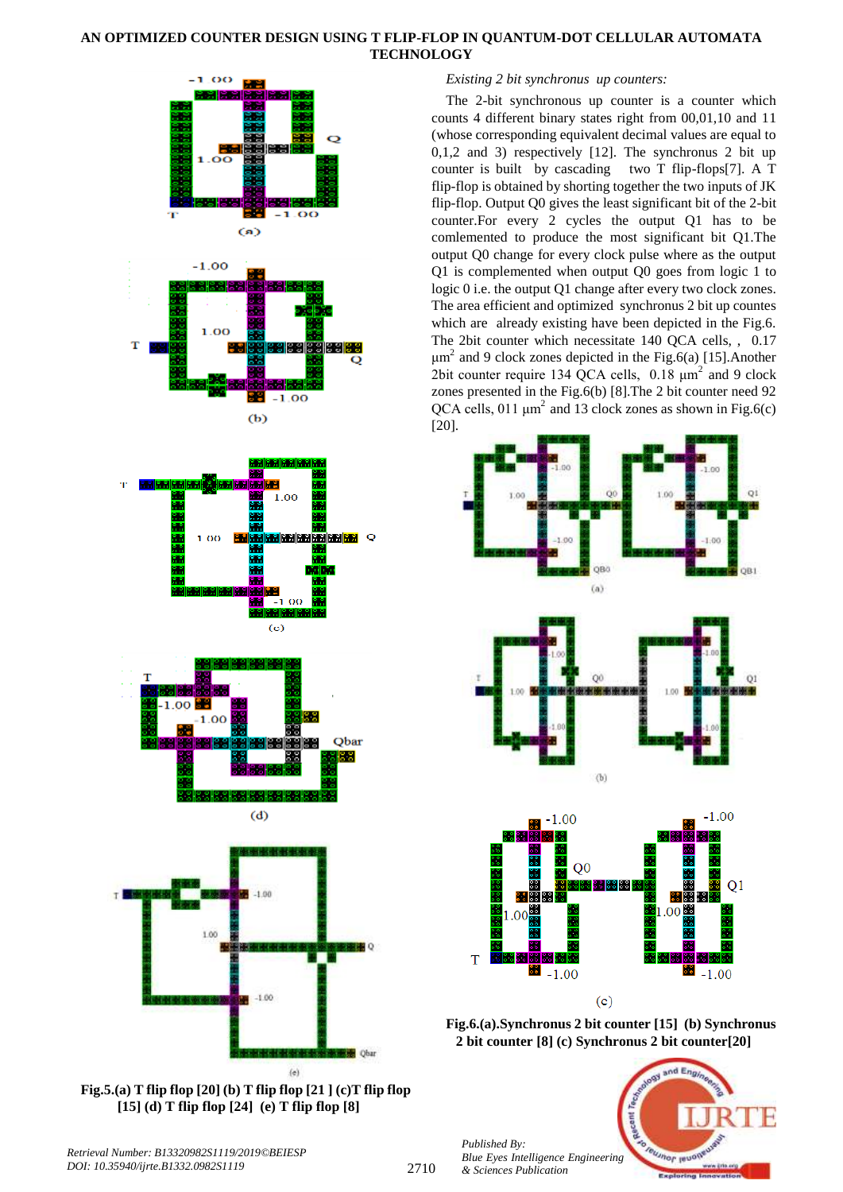*Existing 2 bit synchronous up counters:*

The 2-bit synchronous up counter is a counter which counts 4 different binary states right from 00,01,10 and 11 (whose corresponding equivalent decimal values are equal to 0,1,2 and 3) respectively [12]. The synchronous 2 bit up counter is built by cascading two T flip-flops[7]. A T flip-flop is obtained by shorting together the two inputs of JK flip-flop. Output Q0 gives the least significant bit of the 2-bit counter.For every 2 cycles the output Q1 has to be comlemented to produce the most significant bit Q1.The output Q0 change for every clock pulse where as the output Q1 is complemented when output Q0 goes from logic 1 to logic 0 i.e. the output Q1 change after every two clock zones. The area efficient and optimized synchronous 2 bit up countes which are already existing have been depicted in the Fig.6. The 2bit counter which necessitate 140 QCA cells, , 0.17 $\mu m^2$ and 9 clock zones depicted in the Fig.6(a) [15].Another 2bit counter require 134 QCA cells, 0.18 $\mu m^2$ and 9 clock zones presented in the Fig.6(b) [8].The 2 bit counter need 92 QCA cells, 011 $\mu m^2$ and 13 clock zones as shown in Fig.6(c) [20].

**Fig.5.(a) T flip flop [20] (b) T flip flop [21 ] (c)T flip flop [15] (d) T flip flop [24] (e) T flip flop [8]**

**Fig.6.(a).Synchronous 2 bit counter [15] (b) Synchronous 2 bit counter [8] (c) Synchronous 2 bit counter[20]**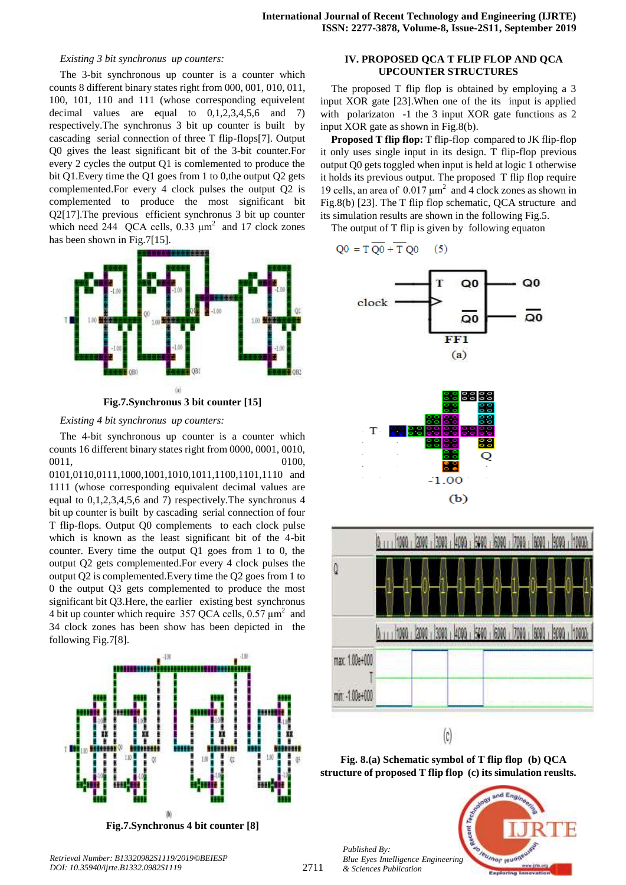*Existing 3 bit synchronus up counters:*

The 3-bit synchronous up counter is a counter which counts 8 different binary states right from 000, 001, 010, 011, 100, 101, 110 and 111 (whose corresponding equivelent decimal values are equal to 0,1,2,3,4,5,6 and 7) respectively.The synchronus 3 bit up counter is built by cascading serial connection of three T flip-flops[7]. Output Q0 gives the least significant bit of the 3-bit counter.For every 2 cycles the output Q1 is comlemented to produce the bit Q1.Every time the Q1 goes from 1 to 0,the output Q2 gets complemented.For every 4 clock pulses the output Q2 is complemented to produce the most significant bit Q2[17].The previous efficient synchronus 3 bit up counter which need 244 QCA cells, 0.33 $\mu m^2$ and 17 clock zones has been shown in Fig.7[15].

**Fig.7.Synchronus 3 bit counter [15]**

*Existing 4 bit synchronus up counters:*

The 4-bit synchronous up counter is a counter which counts 16 different binary states right from 0000, 0001, 0010, 0011, 0100, 0101,0110,0111,1000,1001,1010,1011,1100,1101,1110 and 1111 (whose corresponding equivalent decimal values are equal to 0,1,2,3,4,5,6 and 7) respectively.The synchronus 4 bit up counter is built by cascading serial connection of four T flip-flops. Output Q0 complements to each clock pulse which is known as the least significant bit of the 4-bit counter. Every time the output Q1 goes from 1 to 0, the output Q2 gets complemented.For every 4 clock pulses the output Q2 is complemented.Every time the Q2 goes from 1 to 0 the output Q3 gets complemented to produce the most significant bit Q3.Here, the earlier existing best synchronus 4 bit up counter which require 357 QCA cells, 0.57 $\mu m^2$ and 34 clock zones has been show has been depicted in the following Fig.7[8].

**Fig.7.Synchronus 4 bit counter [8]**

## IV. PROPOSED QCA T FLIP FLOP AND QCA UPCOUNTER STRUCTURES

The proposed T flip flop is obtained by employing a 3 input XOR gate [23].When one of the its input is applied with polarizaton -1 the 3 input XOR gate functions as 2 input XOR gate as shown in Fig.8(b).

**Proposed T flip flop:** T flip-flop compared to JK flip-flop it only uses single input in its design. T flip-flop previous output Q0 gets toggled when input is held at logic 1 otherwise it holds its previous output. The proposed T flip flop require 19 cells, an area of 0.017 $\mu m^2$ and 4 clock zones as shown in Fig.8(b) [23]. The T flip flop schematic, QCA structure and its simulation results are shown in the following Fig.5.

The output of T flip is given by following equaton

$$Q0 = T\,\overline{Q0} + \overline{T}\,Q0 \qquad (5)$$

**Fig. 8.(a) Schematic symbol of T flip flop (b) QCA structure of proposed T flip flop (c) its simulation reuslts.**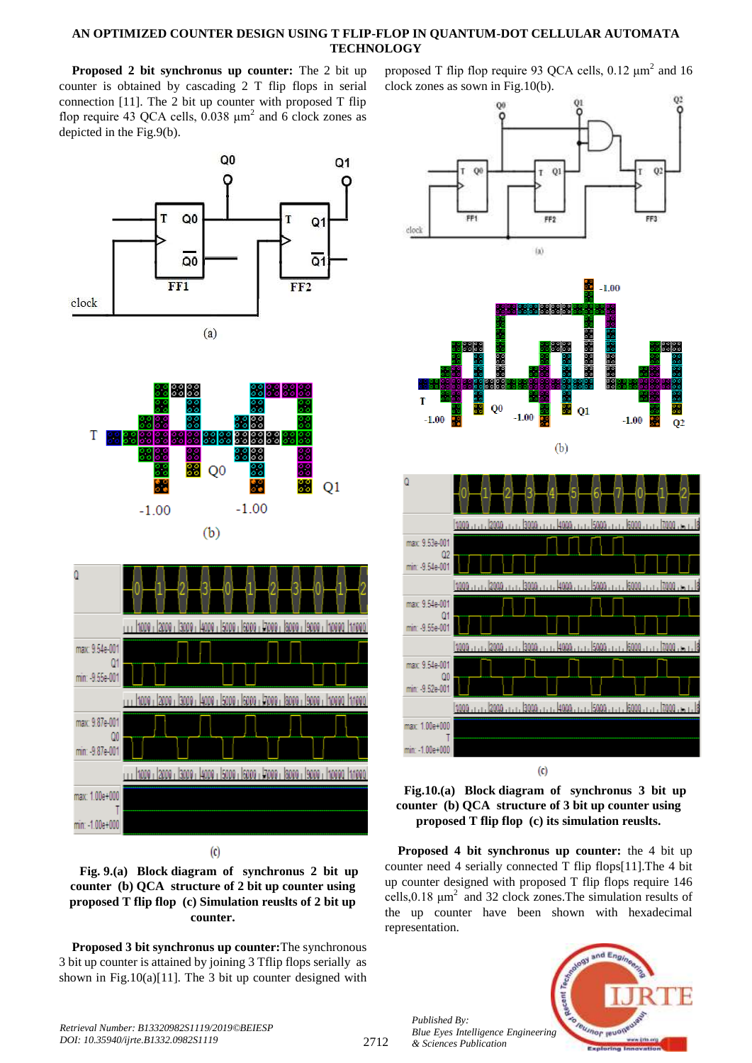**Proposed 2 bit synchronous up counter:** The 2 bit up counter is obtained by cascading 2 T flip flops in serial connection [11]. The 2 bit up counter with proposed T flip flop require 43 QCA cells, 0.038 $\mu m^2$ and 6 clock zones as depicted in the Fig.9(b).

**Fig. 9.(a) Block diagram of synchronous 2 bit up counter (b) QCA structure of 2 bit up counter using proposed T flip flop (c) Simulation reuslts of 2 bit up counter.**

**Proposed 3 bit synchronous up counter:** The synchronous 3 bit up counter is attained by joining 3 Tflip flops serially as shown in Fig.10(a)[11]. The 3 bit up counter designed with proposed T flip flop require 93 QCA cells, 0.12 $\mu m^2$ and 16 clock zones as sown in Fig.10(b).

**Fig.10.(a) Block diagram of synchronus 3 bit up counter (b) QCA structure of 3 bit up counter using proposed T flip flop (c) its simulation reuslts.**

**Proposed 4 bit synchronous up counter:** the 4 bit up counter need 4 serially connected T flip flops[11].The 4 bit up counter designed with proposed T flip flops require 146 cells,0.18 $\mu m^2$ and 32 clock zones.The simulation results of the up counter have been shown with hexadecimal representation.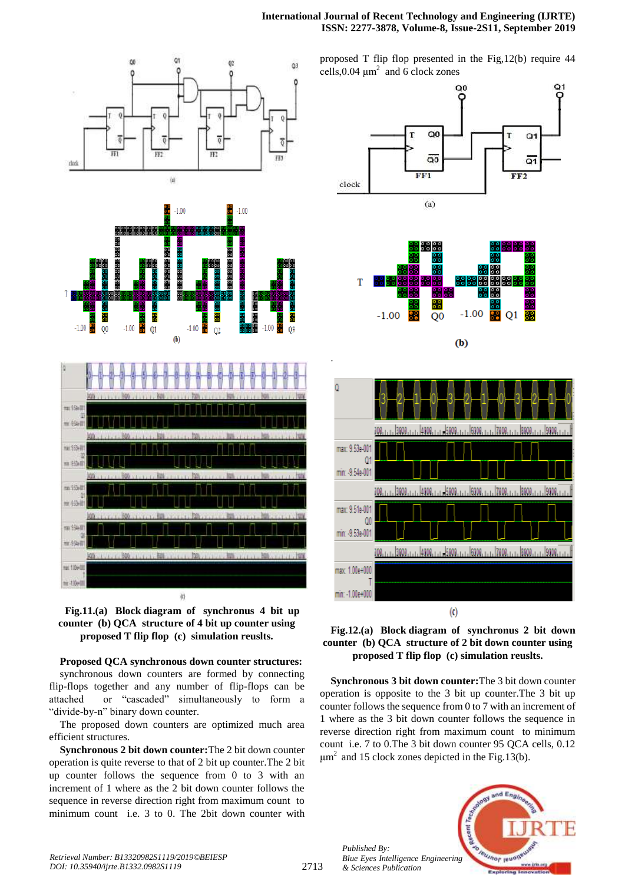**Fig.11.(a) Block diagram of synchronous 4 bit up counter (b) QCA structure of 4 bit up counter using proposed T flip flop (c) simulation reuslts.**

**Proposed QCA synchronous down counter structures:** synchronous down counters are formed by connecting flip-flops together and any number of flip-flops can be attached or "cascaded" simultaneously to form a "divide-by-n" binary down counter.

The proposed down counters are optimized much area efficient structures.

**Synchronous 2 bit down counter:** The 2 bit down counter operation is quite reverse to that of 2 bit up counter. The 2 bit up counter follows the sequence from 0 to 3 with an increment of 1 where as the 2 bit down counter follows the sequence in reverse direction right from maximum count to minimum count i.e. 3 to 0. The 2bit down counter with proposed T flip flop presented in the Fig,12(b) require 44 cells, 0.04 $\mu m^2$ and 6 clock zones

**Fig.12.(a) Block diagram of synchronous 2 bit down counter (b) QCA structure of 2 bit down counter using proposed T flip flop (c) simulation reuslts.**

**Synchronous 3 bit down counter:** The 3 bit down counter operation is opposite to the 3 bit up counter. The 3 bit up counter follows the sequence from 0 to 7 with an increment of 1 where as the 3 bit down counter follows the sequence in reverse direction right from maximum count to minimum count i.e. 7 to 0. The 3 bit down counter 95 QCA cells, 0.12 $\mu m^2$ and 15 clock zones depicted in the Fig.13(b).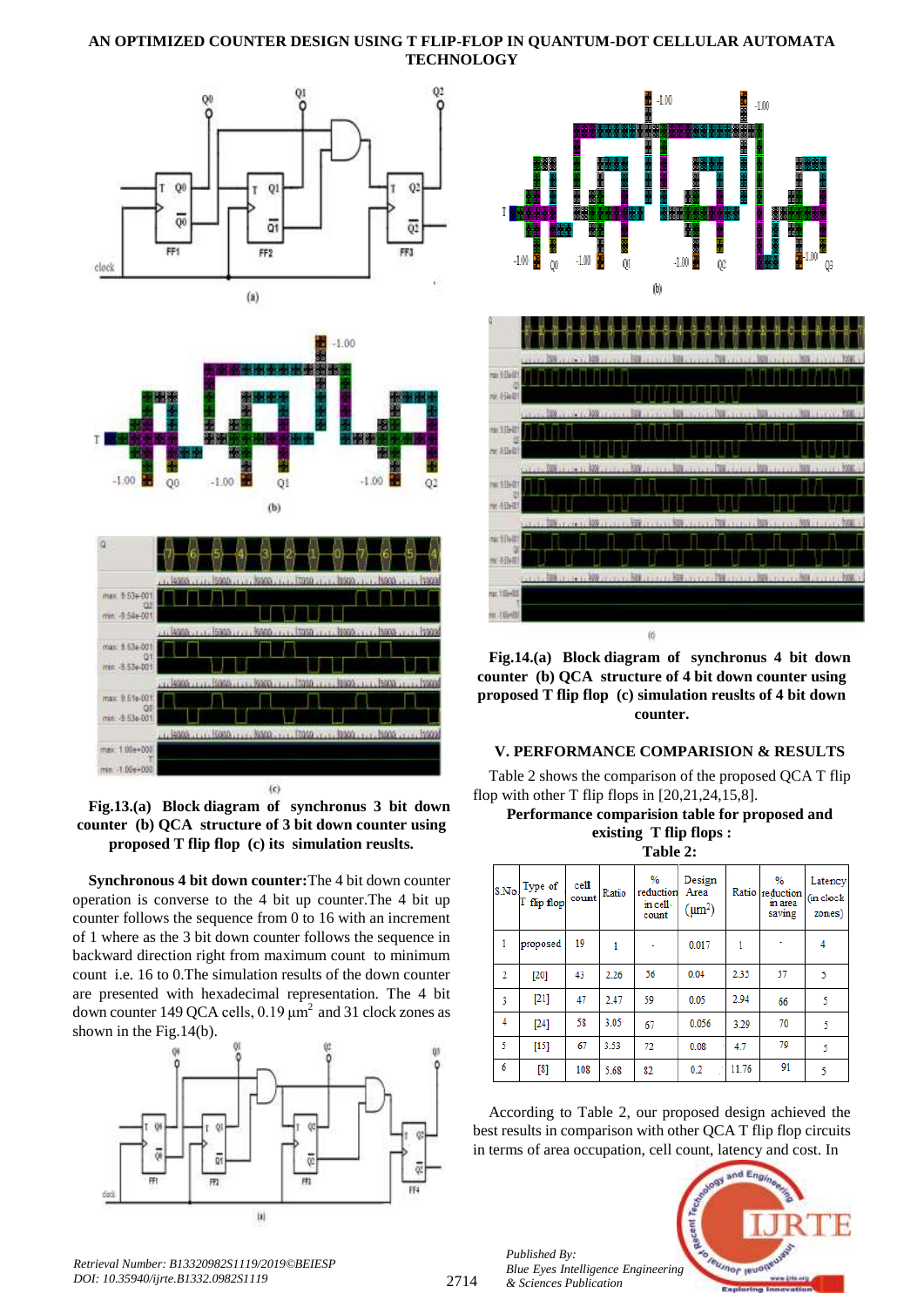**Fig.13.(a) Block diagram of synchronous 3 bit down counter (b) QCA structure of 3 bit down counter using proposed T flip flop (c) its simulation reuslts.**

**Synchronous 4 bit down counter:** The 4 bit down counter operation is converse to the 4 bit up counter. The 4 bit up counter follows the sequence from 0 to 16 with an increment of 1 where as the 3 bit down counter follows the sequence in backward direction right from maximum count to minimum count i.e. 16 to 0. The simulation results of the down counter are presented with hexadecimal representation. The 4 bit down counter 149 QCA cells, 0.19 $\mu m^2$ and 31 clock zones as shown in the Fig.14(b).

**Fig.14.(a) Block diagram of synchronous 4 bit down counter (b) QCA structure of 4 bit down counter using proposed T flip flop (c) simulation reuslts of 4 bit down counter.**

## V. PERFORMANCE COMPARISION & RESULTS

Table 2 shows the comparison of the proposed QCA T flip flop with other T flip flops in [20,21,24,15,8].

**Performance comparision table for proposed and existing T flip flops :**

**Table 2:**

| S.No. | Type of T flip flop | cell count | Ratio | % reduction in cell count | Design Area ($\mu m^2$) | Ratio | % reduction in area saving | Latency (in clock zones) |
|---|---|---|---|---|---|---|---|---|
| 1 | proposed | 19 | 1 | - | 0.017 | 1 | - | 4 |
| 2 | [20] | 43 | 2.26 | 56 | 0.04 | 2.35 | 57 | 5 |
| 3 | [21] | 47 | 2.47 | 59 | 0.05 | 2.94 | 66 | 5 |
| 4 | [24] | 58 | 3.05 | 67 | 0.056 | 3.29 | 70 | 5 |
| 5 | [15] | 67 | 3.53 | 72 | 0.08 | 4.7 | 79 | 5 |
| 6 | [8] | 108 | 5.68 | 82 | 0.2 | 11.76 | 91 | 5 |

According to Table 2, our proposed design achieved the best results in comparison with other QCA T flip flop circuits in terms of area occupation, cell count, latency and cost. In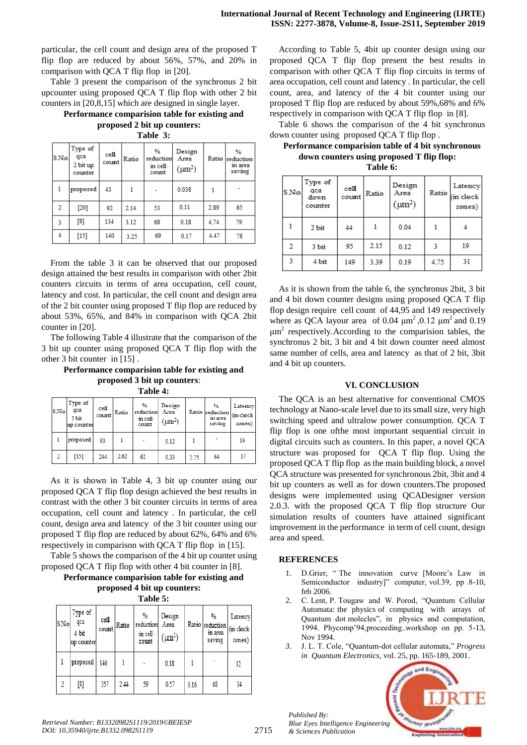particular, the cell count and design area of the proposed T flip flop are reduced by about 56%, 57%, and 20% in comparison with QCA T flip flop in [20].

Table 3 present the comparison of the synchronus 2 bit upcounter using proposed QCA T flip flop with other 2 bit counters in [20,8,15] which are designed in single layer.

**Performance comparision table for existing and proposed 2 bit up counters:**

**Table 3:**

| S.No | Type of qca 2 bit up counter | cell count | Ratio | % reduction in cell count | Design Area ($\mu m^2$) | Ratio | % reduction in area saving |
|---|---|---|---|---|---|---|---|
| 1 | proposed | 43 | 1 | - | 0.038 | 1 | - |
| 2 | [20] | 92 | 2.14 | 53 | 0.11 | 2.89 | 65 |
| 3 | [8] | 134 | 3.12 | 68 | 0.18 | 4.74 | 79 |
| 4 | [15] | 140 | 3.25 | 69 | 0.17 | 4.47 | 78 |

From the table 3 it can be observed that our proposed design attained the best results in comparison with other 2bit counters circuits in terms of area occupation, cell count, latency and cost. In particular, the cell count and design area of the 2 bit counter using proposed T flip flop are reduced by about 53%, 65%, and 84% in comparison with QCA 2bit counter in [20].

The following Table 4 illustrate that the comparison of the 3 bit up counter using proposed QCA T flip flop with the other 3 bit counter in [15] .

**Performance comparision table for existing and proposed 3 bit up counters:**

**Table 4:**

| S.No. | Type of qca 3 bit up counter | cell count | Ratio | % reduction in cell count | Design Area ($\mu m^2$) | Ratio | % reduction in area saving | Latency (in clock zones) |
|---|---|---|---|---|---|---|---|---|
| 1 | proposed | 93 | 1 | - | 0.12 | 1 | - | 16 |
| 2 | [15] | 244 | 2.62 | 62 | 0.33 | 2.75 | 64 | 17 |

As it is shown in Table 4, 3 bit up counter using our proposed QCA T flip flop design achieved the best results in contrast with the other 3 bit counter circuits in terms of area occupation, cell count and latency . In particular, the cell count, design area and latency of the 3 bit counter using our proposed T flip flop are reduced by about 62%, 64% and 6% respectively in comparison with QCA T flip flop in [15].

Table 5 shows the comparison of the 4 bit up counter using proposed QCA T flip flop with other 4 bit counter in [8].

**Performance comparision table for existing and proposed 4 bit up counters:**

**Table 5:**

| S.No | Type of qca 4 bit up counter | cell count | Ratio | % reduction in cell count | Design Area ($\mu m^2$) | Ratio | % reduction in area saving | Latency (in clock zones) |
|---|---|---|---|---|---|---|---|---|
| 1 | proposed | 146 | 1 | - | 0.18 | 1 | - | 32 |
| 2 | [8] | 357 | 2.44 | 59 | 0.57 | 3.16 | 68 | 34 |

According to Table 5, 4bit up counter design using our proposed QCA T flip flop present the best results in comparison with other QCA T flip flop circuits in terms of area occupation, cell count and latency . In particular, the cell count, area, and latency of the 4 bit counter using our proposed T flip flop are reduced by about 59%,68% and 6% respectively in comparison with QCA T flip flop in [8].

Table 6 shows the comparison of the 4 bit synchronus down counter using proposed QCA T flip flop .

**Performance comparision table of 4 bit synchronous down counters using proposed T flip flop:**

**Table 6:**

| S.No | Type of qca down counter | cell count | Ratio | Design Area ($\mu m^2$) | Ratio | Latency (in clock zones) |
|---|---|---|---|---|---|---|
| 1 | 2 bit | 44 | 1 | 0.04 | 1 | 4 |
| 2 | 3 bit | 95 | 2.15 | 0.12 | 3 | 19 |
| 3 | 4 bit | 149 | 3.39 | 0.19 | 4.75 | 31 |

As it is shown from the table 6, the synchronus 2bit, 3 bit and 4 bit down counter designs using proposed QCA T flip flop design require cell count of 44,95 and 149 respectively where as QCA layour area of 0.04 $\mu m^2$ ,0.12 $\mu m^2$ and 0.19 $\mu m^2$ respectively.According to the comparision tables, the synchronus 2 bit, 3 bit and 4 bit down counter need almost same number of cells, area and latency as that of 2 bit, 3bit and 4 bit up counters.

## VI. CONCLUSION

The QCA is an best alternative for conventional CMOS technology at Nano-scale level due to its small size, very high switching speed and ultralow power consumption. QCA T flip flop is one ofthe most important sequential circuit in digital circuits such as counters. In this paper, a novel QCA structure was proposed for QCA T flip flop. Using the proposed QCA T flip flop as the main building block, a novel QCA structure was presented for synchronous 2bit, 3bit and 4 bit up counters as well as for down counters.The proposed designs were implemented using QCADesigner version 2.0.3. with the proposed QCA T flip flop structure Our simulation results of counters have attained significant improvement in the performance in term of cell count, design area and speed.

## REFERENCES

1. D.Grier, " The innovation curve [Moore's Law in Semiconductor industry]" computer, vol.39, pp .8-10, feb 2006.
2. C. Lent, P. Tougaw and W. Porod, "Quantum Cellular Automata: the physics of computing with arrays of Quantum dot molecles", in physics and computation, 1994. Phycomp'94,proceeding..workshop on pp. 5-13, Nov 1994.
3. J. L. T. Cole, "Quantum-dot cellular automata," *Progress in Quantum Electronics*, vol. 25, pp. 165-189, 2001.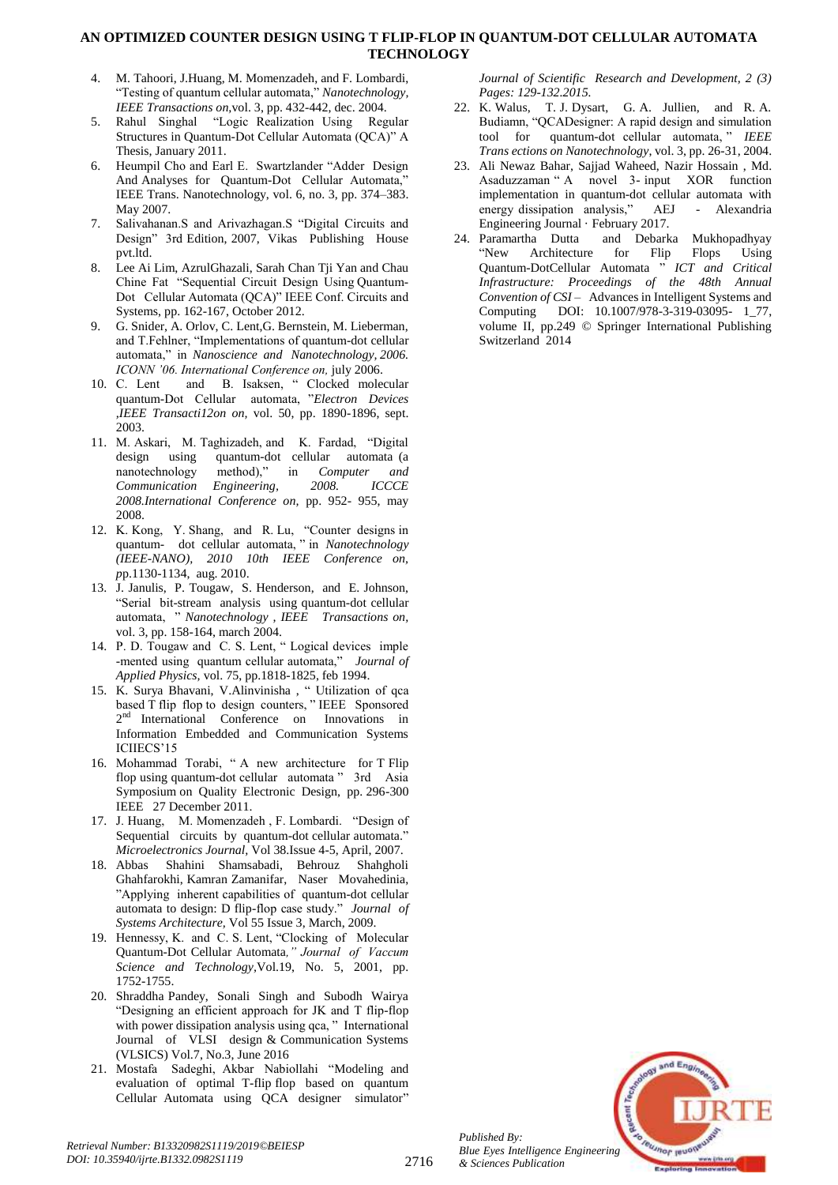4. M. Tahoori, J.Huang, M. Momenzadeh, and F. Lombardi, "Testing of quantum cellular automata," *Nanotechnology, IEEE Transactions on,*vol. 3, pp. 432-442, dec. 2004.
5. Rahul Singhal "Logic Realization Using Regular Structures in Quantum-Dot Cellular Automata (QCA)" A Thesis, January 2011.
6. Heumpil Cho and Earl E. Swartzlander "Adder Design And Analyses for Quantum-Dot Cellular Automata," IEEE Trans. Nanotechnology, vol. 6, no. 3, pp. 374–383. May 2007.
7. Salivahanan.S and Arivazhagan.S "Digital Circuits and Design" 3rd Edition, 2007, Vikas Publishing House pvt.ltd.
8. Lee Ai Lim, AzrulGhazali, Sarah Chan Tji Yan and Chau Chine Fat "Sequential Circuit Design Using Quantum-Dot Cellular Automata (QCA)" IEEE Conf. Circuits and Systems, pp. 162-167, October 2012.
9. G. Snider, A. Orlov, C. Lent,G. Bernstein, M. Lieberman, and T.Fehlner, "Implementations of quantum-dot cellular automata," in *Nanoscience and Nanotechnology, 2006. ICONN '06. International Conference on,* july 2006.
10. C. Lent and B. Isaksen, " Clocked molecular quantum-Dot Cellular automata, "*Electron Devices ,IEEE Transacti12on on,* vol. 50, pp. 1890-1896, sept. 2003.
11. M. Askari, M. Taghizadeh, and K. Fardad, "Digital design using quantum-dot cellular automata (a nanotechnology method)," in *Computer and Communication Engineering, 2008. ICCCE 2008.International Conference on,* pp. 952- 955, may 2008.
12. K. Kong, Y. Shang, and R. Lu, "Counter designs in quantum- dot cellular automata, " in *Nanotechnology (IEEE-NANO), 2010 10th IEEE Conference on, p*p.1130-1134, aug. 2010.
13. J. Janulis, P. Tougaw, S. Henderson, and E. Johnson, "Serial bit-stream analysis using quantum-dot cellular automata, " *Nanotechnology , IEEE Transactions on,* vol. 3, pp. 158-164, march 2004.
14. P. D. Tougaw and C. S. Lent, " Logical devices imple -mented using quantum cellular automata," *Journal of Applied Physics,* vol. 75, pp.1818-1825, feb 1994.
15. K. Surya Bhavani, V.Alinvinisha , " Utilization of qca based T flip flop to design counters, " IEEE Sponsored 2nd International Conference on Innovations in Information Embedded and Communication Systems ICIIECS'15
16. Mohammad Torabi, " A new architecture for T Flip flop using quantum-dot cellular automata " 3rd Asia Symposium on Quality Electronic Design, pp. 296-300 IEEE 27 December 2011.
17. J. Huang, M. Momenzadeh , F. Lombardi. "Design of Sequential circuits by quantum-dot cellular automata." *Microelectronics Journal,* Vol 38.Issue 4-5, April, 2007.
18. Abbas Shahini Shamsabadi, Behrouz Shahgholi Ghahfarokhi, Kamran Zamanifar, Naser Movahedinia, "Applying inherent capabilities of quantum-dot cellular automata to design: D flip-flop case study." *Journal of Systems Architecture,* Vol 55 Issue 3, March, 2009.
19. Hennessy, K. and C. S. Lent, "Clocking of Molecular Quantum-Dot Cellular Automata*," Journal of Vaccum Science and Technology,*Vol.19, No. 5, 2001, pp. 1752-1755.
20. Shraddha Pandey, Sonali Singh and Subodh Wairya "Designing an efficient approach for JK and T flip-flop with power dissipation analysis using qca, " International Journal of VLSI design & Communication Systems (VLSICS) Vol.7, No.3, June 2016
21. Mostafa Sadeghi, Akbar Nabiollahi "Modeling and evaluation of optimal T-flip flop based on quantum Cellular Automata using QCA designer simulator" *Journal of Scientific Research and Development, 2 (3) Pages: 129-132.2015.*
22. K. Walus, T. J. Dysart, G. A. Jullien, and R. A. Budiamn, "QCADesigner: A rapid design and simulation tool for quantum-dot cellular automata, " *IEEE Trans ections on Nanotechnology,* vol. 3, pp. 26-31, 2004.
23. Ali Newaz Bahar, Sajjad Waheed, Nazir Hossain , Md. Asaduzzaman " A novel 3- input XOR function implementation in quantum-dot cellular automata with energy dissipation analysis," AEJ - Alexandria Engineering Journal · February 2017.
24. Paramartha Dutta and Debarka Mukhopadhyay "New Architecture for Flip Flops Using Quantum-DotCellular Automata " *ICT and Critical Infrastructure: Proceedings of the 48th Annual Convention of CSI* – Advances in Intelligent Systems and Computing DOI: 10.1007/978-3-319-03095- 1_77, volume II, pp.249 © Springer International Publishing Switzerland 2014